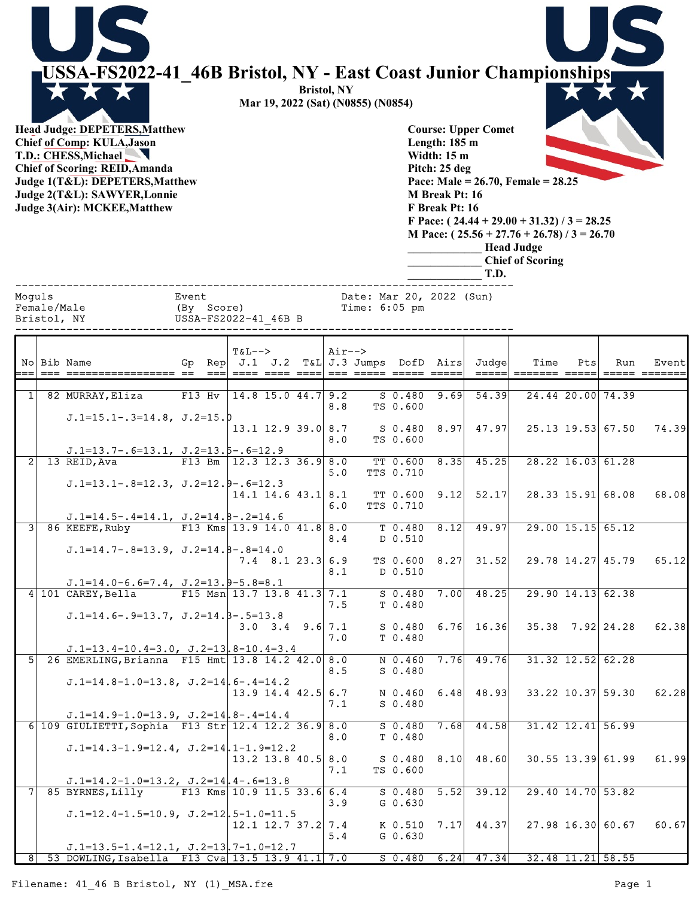# USSA-FS2022-41_46B Bristol, NY - East Coast Junior Championships

**Bristol, NY**
**Mar 19, 2022 (Sat) (N0855) (N0854)**

**Head Judge: DEPETERS,Matthew**
**Chief of Comp: KULA,Jason**
**T.D.: CHESS,Michael**
**Chief of Scoring: REID,Amanda**
**Judge 1(T&L): DEPETERS,Matthew**
**Judge 2(T&L): SAWYER,Lonnie**
**Judge 3(Air): MCKEE,Matthew**

**Course: Upper Comet**
**Length: 185 m**
**Width: 15 m**
**Pitch: 25 deg**
**Pace: Male = 26.70, Female = 28.25**
**M Break Pt: 16**
**F Break Pt: 16**
**F Pace: ( 24.44 + 29.00 + 31.32) / 3 = 28.25**
**M Pace: ( 25.56 + 27.76 + 26.78) / 3 = 26.70**

____________ **Head Judge**
____________ **Chief of Scoring**
____________ **T.D.**

```
Moguls                       Event                    Date: Mar 20, 2022 (Sun)
Female/Male                  (By  Score)              Time: 6:05 pm
Bristol, NY                  USSA-FS2022-41_46B B
```

| No | Bib | Name | Gp | Rep | T&L--> J.1 | J.2 | T&L | Air--> J.3 | Jumps | DofD | Airs | Judge | Time | Pts | Run | Event |
|---|---|---|---|---|---|---|---|---|---|---|---|---|---|---|---|---|
| 1 | 82 | MURRAY,Eliza | F13 | Hv | 14.8 | 15.0 | 44.7 | 9.2<br>8.8 | S<br>TS | 0.480<br>0.600 | 9.69 | 54.39 | 24.44 | 20.00 | 74.39 | |
| | | J.1=15.1-.3=14.8, J.2=15.0 | | | | | | | | | | | | | | |
| | | | | | 13.1 | 12.9 | 39.0 | 8.7<br>8.0 | S<br>TS | 0.480<br>0.600 | 8.97 | 47.97 | 25.13 | 19.53 | 67.50 | 74.39 |
| | | J.1=13.7-.6=13.1, J.2=13.5-.6=12.9 | | | | | | | | | | | | | | |
| 2 | 13 | REID,Ava | F13 | Bm | 12.3 | 12.3 | 36.9 | 8.0<br>5.0 | TT<br>TTS | 0.600<br>0.710 | 8.35 | 45.25 | 28.22 | 16.03 | 61.28 | |
| | | J.1=13.1-.8=12.3, J.2=12.9-.6=12.3 | | | | | | | | | | | | | | |
| | | | | | 14.1 | 14.6 | 43.1 | 8.1<br>6.0 | TT<br>TTS | 0.600<br>0.710 | 9.12 | 52.17 | 28.33 | 15.91 | 68.08 | 68.08 |
| | | J.1=14.5-.4=14.1, J.2=14.8-.2=14.6 | | | | | | | | | | | | | | |
| 3 | 86 | KEEFE,Ruby | F13 | Kms | 13.9 | 14.0 | 41.8 | 8.0<br>8.4 | T<br>D | 0.480<br>0.510 | 8.12 | 49.97 | 29.00 | 15.15 | 65.12 | |
| | | J.1=14.7-.8=13.9, J.2=14.8-.8=14.0 | | | | | | | | | | | | | | |
| | | | | | 7.4 | 8.1 | 23.3 | 6.9<br>8.1 | TS<br>D | 0.600<br>0.510 | 8.27 | 31.52 | 29.78 | 14.27 | 45.79 | 65.12 |
| | | J.1=14.0-6.6=7.4, J.2=13.9-5.8=8.1 | | | | | | | | | | | | | | |
| 4 | 101 | CAREY,Bella | F15 | Msn | 13.7 | 13.8 | 41.3 | 7.1<br>7.5 | S<br>T | 0.480<br>0.480 | 7.00 | 48.25 | 29.90 | 14.13 | 62.38 | |
| | | J.1=14.6-.9=13.7, J.2=14.3-.5=13.8 | | | | | | | | | | | | | | |
| | | | | | 3.0 | 3.4 | 9.6 | 7.1<br>7.0 | S<br>T | 0.480<br>0.480 | 6.76 | 16.36 | 35.38 | 7.92 | 24.28 | 62.38 |
| | | J.1=13.4-10.4=3.0, J.2=13.8-10.4=3.4 | | | | | | | | | | | | | | |
| 5 | 26 | EMERLING,Brianna | F15 | Hmt | 13.8 | 14.2 | 42.0 | 8.0<br>8.5 | N<br>S | 0.460<br>0.480 | 7.76 | 49.76 | 31.32 | 12.52 | 62.28 | |
| | | J.1=14.8-1.0=13.8, J.2=14.6-.4=14.2 | | | | | | | | | | | | | | |
| | | | | | 13.9 | 14.4 | 42.5 | 6.7<br>7.1 | N<br>S | 0.460<br>0.480 | 6.48 | 48.93 | 33.22 | 10.37 | 59.30 | 62.28 |
| | | J.1=14.9-1.0=13.9, J.2=14.8-.4=14.4 | | | | | | | | | | | | | | |
| 6 | 109 | GIULIETTI,Sophia | F13 | Str | 12.4 | 12.2 | 36.9 | 8.0<br>8.0 | S<br>T | 0.480<br>0.480 | 7.68 | 44.58 | 31.42 | 12.41 | 56.99 | |
| | | J.1=14.3-1.9=12.4, J.2=14.1-1.9=12.2 | | | | | | | | | | | | | | |
| | | | | | 13.2 | 13.8 | 40.5 | 8.0<br>7.1 | S<br>TS | 0.480<br>0.600 | 8.10 | 48.60 | 30.55 | 13.39 | 61.99 | 61.99 |
| | | J.1=14.2-1.0=13.2, J.2=14.4-.6=13.8 | | | | | | | | | | | | | | |
| 7 | 85 | BYRNES,Lilly | F13 | Kms | 10.9 | 11.5 | 33.6 | 6.4<br>3.9 | S<br>G | 0.480<br>0.630 | 5.52 | 39.12 | 29.40 | 14.70 | 53.82 | |
| | | J.1=12.4-1.5=10.9, J.2=12.5-1.0=11.5 | | | | | | | | | | | | | | |
| | | | | | 12.1 | 12.7 | 37.2 | 7.4<br>5.4 | K<br>G | 0.510<br>0.630 | 7.17 | 44.37 | 27.98 | 16.30 | 60.67 | 60.67 |
| | | J.1=13.5-1.4=12.1, J.2=13.7-1.0=12.7 | | | | | | | | | | | | | | |
| 8 | 53 | DOWLING,Isabella | F13 | Cva | 13.5 | 13.9 | 41.1 | 7.0 | S | 0.480 | 6.24 | 47.34 | 32.48 | 11.21 | 58.55 | |

Filename: 41_46 B Bristol, NY (1)_MSA.fre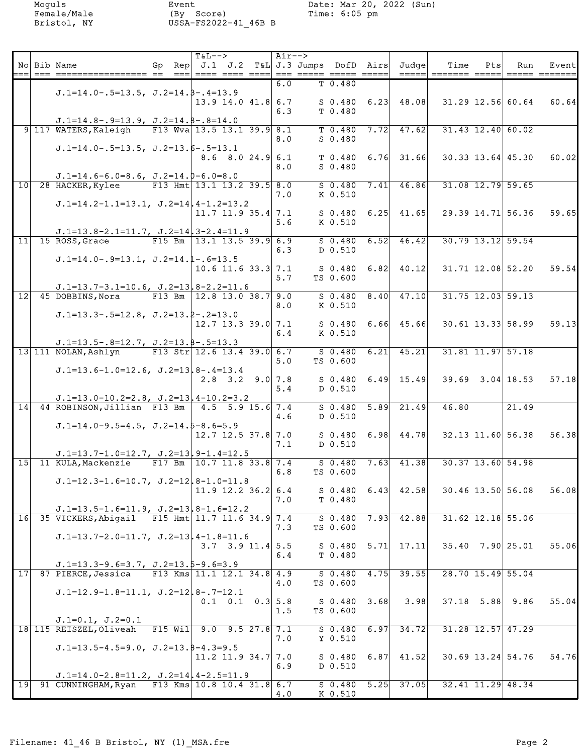Moguls
Female/Male
Bristol, NY

Event
(By Score)
USSA-FS2022-41_46B B

Date: Mar 20, 2022 (Sun)
Time: 6:05 pm

| No | Bib | Name | Gp | Rep | J.1 | J.2 | T&L | J.3 | Jumps | DofD | Airs | Judge | Time | Pts | Run | Event |
|---|---|---|---|---|---|---|---|---|---|---|---|---|---|---|---|---|
| | | | | | | | | 6.0 | T | 0.480 | | | | | | |
| | | J.1=14.0-.5=13.5, J.2=14.3-.4=13.9 | | | | | | | | | | | | | | |
| | | | | | 13.9 | 14.0 | 41.8 | 6.7 | S | 0.480 | 6.23 | 48.08 | 31.29 | 12.56 | 60.64 | 60.64 |
| | | | | | | | | 6.3 | T | 0.480 | | | | | | |
| | | J.1=14.8-.9=13.9, J.2=14.8-.8=14.0 | | | | | | | | | | | | | | |
| 9 | 117 | WATERS,Kaleigh | F13 | Wva | 13.5 | 13.1 | 39.9 | 8.1 | T | 0.480 | 7.72 | 47.62 | 31.43 | 12.40 | 60.02 | |
| | | | | | | | | 8.0 | S | 0.480 | | | | | | |
| | | J.1=14.0-.5=13.5, J.2=13.6-.5=13.1 | | | | | | | | | | | | | | |
| | | | | | 8.6 | 8.0 | 24.9 | 6.1 | T | 0.480 | 6.76 | 31.66 | 30.33 | 13.64 | 45.30 | 60.02 |
| | | | | | | | | 8.0 | S | 0.480 | | | | | | |
| | | J.1=14.6-6.0=8.6, J.2=14.0-6.0=8.0 | | | | | | | | | | | | | | |
| 10 | 28 | HACKER,Kylee | F13 | Hmt | 13.1 | 13.2 | 39.5 | 8.0 | S | 0.480 | 7.41 | 46.86 | 31.08 | 12.79 | 59.65 | |
| | | | | | | | | 7.0 | K | 0.510 | | | | | | |
| | | J.1=14.2-1.1=13.1, J.2=14.4-1.2=13.2 | | | | | | | | | | | | | | |
| | | | | | 11.7 | 11.9 | 35.4 | 7.1 | S | 0.480 | 6.25 | 41.65 | 29.39 | 14.71 | 56.36 | 59.65 |
| | | | | | | | | 5.6 | K | 0.510 | | | | | | |
| | | J.1=13.8-2.1=11.7, J.2=14.3-2.4=11.9 | | | | | | | | | | | | | | |
| 11 | 15 | ROSS,Grace | F15 | Bm | 13.1 | 13.5 | 39.9 | 6.9 | S | 0.480 | 6.52 | 46.42 | 30.79 | 13.12 | 59.54 | |
| | | | | | | | | 6.3 | D | 0.510 | | | | | | |
| | | J.1=14.0-.9=13.1, J.2=14.1-.6=13.5 | | | | | | | | | | | | | | |
| | | | | | 10.6 | 11.6 | 33.3 | 7.1 | S | 0.480 | 6.82 | 40.12 | 31.71 | 12.08 | 52.20 | 59.54 |
| | | | | | | | | 5.7 | TS | 0.600 | | | | | | |
| | | J.1=13.7-3.1=10.6, J.2=13.8-2.2=11.6 | | | | | | | | | | | | | | |
| 12 | 45 | DOBBINS,Nora | F13 | Bm | 12.8 | 13.0 | 38.7 | 9.0 | S | 0.480 | 8.40 | 47.10 | 31.75 | 12.03 | 59.13 | |
| | | | | | | | | 8.0 | K | 0.510 | | | | | | |
| | | J.1=13.3-.5=12.8, J.2=13.2-.2=13.0 | | | | | | | | | | | | | | |
| | | | | | 12.7 | 13.3 | 39.0 | 7.1 | S | 0.480 | 6.66 | 45.66 | 30.61 | 13.33 | 58.99 | 59.13 |
| | | | | | | | | 6.4 | K | 0.510 | | | | | | |
| | | J.1=13.5-.8=12.7, J.2=13.8-.5=13.3 | | | | | | | | | | | | | | |
| 13 | 111 | NOLAN,Ashlyn | F13 | Str | 12.6 | 13.4 | 39.0 | 6.7 | S | 0.480 | 6.21 | 45.21 | 31.81 | 11.97 | 57.18 | |
| | | | | | | | | 5.0 | TS | 0.600 | | | | | | |
| | | J.1=13.6-1.0=12.6, J.2=13.8-.4=13.4 | | | | | | | | | | | | | | |
| | | | | | 2.8 | 3.2 | 9.0 | 7.8 | S | 0.480 | 6.49 | 15.49 | 39.69 | 3.04 | 18.53 | 57.18 |
| | | | | | | | | 5.4 | D | 0.510 | | | | | | |
| | | J.1=13.0-10.2=2.8, J.2=13.4-10.2=3.2 | | | | | | | | | | | | | | |
| 14 | 44 | ROBINSON,Jillian | F13 | Bm | 4.5 | 5.9 | 15.6 | 7.4 | S | 0.480 | 5.89 | 21.49 | 46.80 | | 21.49 | |
| | | | | | | | | 4.6 | D | 0.510 | | | | | | |
| | | J.1=14.0-9.5=4.5, J.2=14.5-8.6=5.9 | | | | | | | | | | | | | | |
| | | | | | 12.7 | 12.5 | 37.8 | 7.0 | S | 0.480 | 6.98 | 44.78 | 32.13 | 11.60 | 56.38 | 56.38 |
| | | | | | | | | 7.1 | D | 0.510 | | | | | | |
| | | J.1=13.7-1.0=12.7, J.2=13.9-1.4=12.5 | | | | | | | | | | | | | | |
| 15 | 11 | KULA,Mackenzie | F17 | Bm | 10.7 | 11.8 | 33.8 | 7.4 | S | 0.480 | 7.63 | 41.38 | 30.37 | 13.60 | 54.98 | |
| | | | | | | | | 6.8 | TS | 0.600 | | | | | | |
| | | J.1=12.3-1.6=10.7, J.2=12.8-1.0=11.8 | | | | | | | | | | | | | | |
| | | | | | 11.9 | 12.2 | 36.2 | 6.4 | S | 0.480 | 6.43 | 42.58 | 30.46 | 13.50 | 56.08 | 56.08 |
| | | | | | | | | 7.0 | T | 0.480 | | | | | | |
| | | J.1=13.5-1.6=11.9, J.2=13.8-1.6=12.2 | | | | | | | | | | | | | | |
| 16 | 35 | VICKERS,Abigail | F15 | Hmt | 11.7 | 11.6 | 34.9 | 7.4 | S | 0.480 | 7.93 | 42.88 | 31.62 | 12.18 | 55.06 | |
| | | | | | | | | 7.3 | TS | 0.600 | | | | | | |
| | | J.1=13.7-2.0=11.7, J.2=13.4-1.8=11.6 | | | | | | | | | | | | | | |
| | | | | | 3.7 | 3.9 | 11.4 | 5.5 | S | 0.480 | 5.71 | 17.11 | 35.40 | 7.90 | 25.01 | 55.06 |
| | | | | | | | | 6.4 | T | 0.480 | | | | | | |
| | | J.1=13.3-9.6=3.7, J.2=13.5-9.6=3.9 | | | | | | | | | | | | | | |
| 17 | 87 | PIERCE,Jessica | F13 | Kms | 11.1 | 12.1 | 34.8 | 4.9 | S | 0.480 | 4.75 | 39.55 | 28.70 | 15.49 | 55.04 | |
| | | | | | | | | 4.0 | TS | 0.600 | | | | | | |
| | | J.1=12.9-1.8=11.1, J.2=12.8-.7=12.1 | | | | | | | | | | | | | | |
| | | | | | 0.1 | 0.1 | 0.3 | 5.8 | S | 0.480 | 3.68 | 3.98 | 37.18 | 5.88 | 9.86 | 55.04 |
| | | | | | | | | 1.5 | TS | 0.600 | | | | | | |
| | | J.1=0.1, J.2=0.1 | | | | | | | | | | | | | | |
| 18 | 115 | REISZEL,Oliveah | F15 | Wil | 9.0 | 9.5 | 27.8 | 7.1 | S | 0.480 | 6.97 | 34.72 | 31.28 | 12.57 | 47.29 | |
| | | | | | | | | 7.0 | Y | 0.510 | | | | | | |
| | | J.1=13.5-4.5=9.0, J.2=13.8-4.3=9.5 | | | | | | | | | | | | | | |
| | | | | | 11.2 | 11.9 | 34.7 | 7.0 | S | 0.480 | 6.87 | 41.52 | 30.69 | 13.24 | 54.76 | 54.76 |
| | | | | | | | | 6.9 | D | 0.510 | | | | | | |
| | | J.1=14.0-2.8=11.2, J.2=14.4-2.5=11.9 | | | | | | | | | | | | | | |
| 19 | 91 | CUNNINGHAM,Ryan | F13 | Kms | 10.8 | 10.4 | 31.8 | 6.7 | S | 0.480 | 5.25 | 37.05 | 32.41 | 11.29 | 48.34 | |
| | | | | | | | | 4.0 | K | 0.510 | | | | | | |

Filename: 41_46 B Bristol, NY (1)_MSA.fre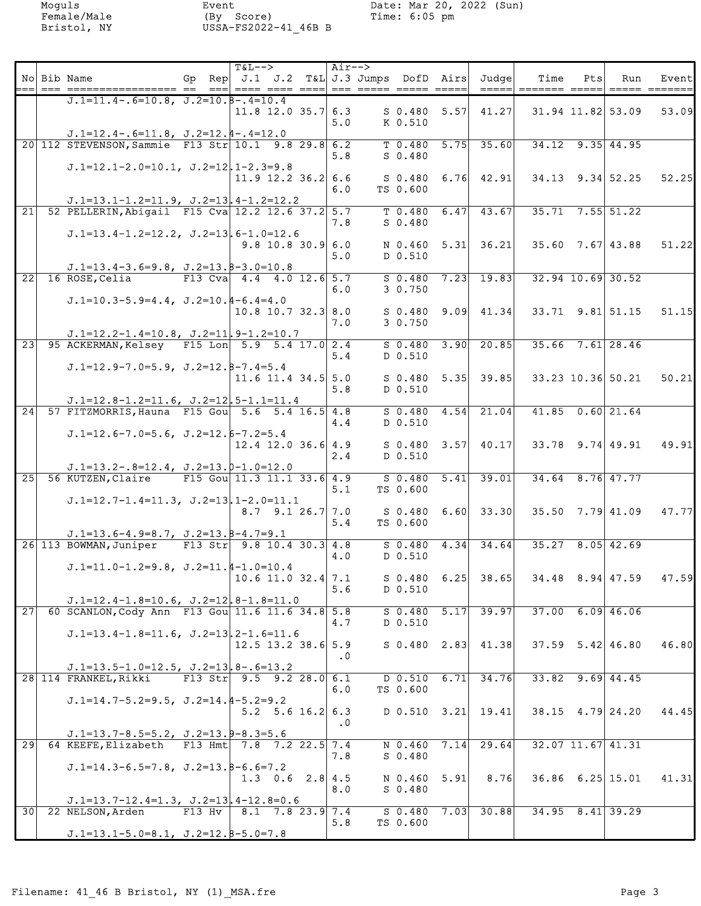Moguls Female/Male Bristol, NY

Event (By Score) USSA-FS2022-41_46B B

Date: Mar 20, 2022 (Sun) Time: 6:05 pm

| No | Bib | Name | Gp | Rep | T&L--> J.1 | J.2 | T&L | Air--> J.3 Jumps | DofD | Airs | Judge | Time | Pts | Run | Event |
|---|---|---|---|---|---|---|---|---|---|---|---|---|---|---|---|
| | | J.1=11.4-.6=10.8, J.2=10.8-.4=10.4 | | | | | | | | | | | | | |
| | | | | | 11.8 | 12.0 | 35.7 | 6.3 / 5.0 | S 0.480 / K 0.510 | 5.57 | 41.27 | 31.94 | 11.82 | 53.09 | 53.09 |
| | | J.1=12.4-.6=11.8, J.2=12.4-.4=12.0 | | | | | | | | | | | | | |
| 20 | 112 | STEVENSON,Sammie | F13 | Str | 10.1 | 9.8 | 29.8 | 6.2 / 5.8 | T 0.480 / S 0.480 | 5.75 | 35.60 | 34.12 | 9.35 | 44.95 | |
| | | J.1=12.1-2.0=10.1, J.2=12.1-2.3=9.8 | | | | | | | | | | | | | |
| | | | | | 11.9 | 12.2 | 36.2 | 6.6 / 6.0 | S 0.480 / TS 0.600 | 6.76 | 42.91 | 34.13 | 9.34 | 52.25 | 52.25 |
| | | J.1=13.1-1.2=11.9, J.2=13.4-1.2=12.2 | | | | | | | | | | | | | |
| 21 | 52 | PELLERIN,Abigail | F15 | Cva | 12.2 | 12.6 | 37.2 | 5.7 / 7.8 | T 0.480 / S 0.480 | 6.47 | 43.67 | 35.71 | 7.55 | 51.22 | |
| | | J.1=13.4-1.2=12.2, J.2=13.6-1.0=12.6 | | | | | | | | | | | | | |
| | | | | | 9.8 | 10.8 | 30.9 | 6.0 / 5.0 | N 0.460 / D 0.510 | 5.31 | 36.21 | 35.60 | 7.67 | 43.88 | 51.22 |
| | | J.1=13.4-3.6=9.8, J.2=13.8-3.0=10.8 | | | | | | | | | | | | | |
| 22 | 16 | ROSE,Celia | F13 | Cva | 4.4 | 4.0 | 12.6 | 5.7 / 6.0 | S 0.480 / 3 0.750 | 7.23 | 19.83 | 32.94 | 10.69 | 30.52 | |
| | | J.1=10.3-5.9=4.4, J.2=10.4-6.4=4.0 | | | | | | | | | | | | | |
| | | | | | 10.8 | 10.7 | 32.3 | 8.0 / 7.0 | S 0.480 / 3 0.750 | 9.09 | 41.34 | 33.71 | 9.81 | 51.15 | 51.15 |
| | | J.1=12.2-1.4=10.8, J.2=11.9-1.2=10.7 | | | | | | | | | | | | | |
| 23 | 95 | ACKERMAN,Kelsey | F15 | Lon | 5.9 | 5.4 | 17.0 | 2.4 / 5.4 | S 0.480 / D 0.510 | 3.90 | 20.85 | 35.66 | 7.61 | 28.46 | |
| | | J.1=12.9-7.0=5.9, J.2=12.8-7.4=5.4 | | | | | | | | | | | | | |
| | | | | | 11.6 | 11.4 | 34.5 | 5.0 / 5.8 | S 0.480 / D 0.510 | 5.35 | 39.85 | 33.23 | 10.36 | 50.21 | 50.21 |
| | | J.1=12.8-1.2=11.6, J.2=12.5-1.1=11.4 | | | | | | | | | | | | | |
| 24 | 57 | FITZMORRIS,Hauna | F15 | Gou | 5.6 | 5.4 | 16.5 | 4.8 / 4.4 | S 0.480 / D 0.510 | 4.54 | 21.04 | 41.85 | 0.60 | 21.64 | |
| | | J.1=12.6-7.0=5.6, J.2=12.6-7.2=5.4 | | | | | | | | | | | | | |
| | | | | | 12.4 | 12.0 | 36.6 | 4.9 / 2.4 | S 0.480 / D 0.510 | 3.57 | 40.17 | 33.78 | 9.74 | 49.91 | 49.91 |
| | | J.1=13.2-.8=12.4, J.2=13.0-1.0=12.0 | | | | | | | | | | | | | |
| 25 | 56 | KUTZEN,Claire | F15 | Gou | 11.3 | 11.1 | 33.6 | 4.9 / 5.1 | S 0.480 / TS 0.600 | 5.41 | 39.01 | 34.64 | 8.76 | 47.77 | |
| | | J.1=12.7-1.4=11.3, J.2=13.1-2.0=11.1 | | | | | | | | | | | | | |
| | | | | | 8.7 | 9.1 | 26.7 | 7.0 / 5.4 | S 0.480 / TS 0.600 | 6.60 | 33.30 | 35.50 | 7.79 | 41.09 | 47.77 |
| | | J.1=13.6-4.9=8.7, J.2=13.8-4.7=9.1 | | | | | | | | | | | | | |
| 26 | 113 | BOWMAN,Juniper | F13 | Str | 9.8 | 10.4 | 30.3 | 4.8 / 4.0 | S 0.480 / D 0.510 | 4.34 | 34.64 | 35.27 | 8.05 | 42.69 | |
| | | J.1=11.0-1.2=9.8, J.2=11.4-1.0=10.4 | | | | | | | | | | | | | |
| | | | | | 10.6 | 11.0 | 32.4 | 7.1 / 5.6 | S 0.480 / D 0.510 | 6.25 | 38.65 | 34.48 | 8.94 | 47.59 | 47.59 |
| | | J.1=12.4-1.8=10.6, J.2=12.8-1.8=11.0 | | | | | | | | | | | | | |
| 27 | 60 | SCANLON,Cody Ann | F13 | Gou | 11.6 | 11.6 | 34.8 | 5.8 / 4.7 | S 0.480 / D 0.510 | 5.17 | 39.97 | 37.00 | 6.09 | 46.06 | |
| | | J.1=13.4-1.8=11.6, J.2=13.2-1.6=11.6 | | | | | | | | | | | | | |
| | | | | | 12.5 | 13.2 | 38.6 | 5.9 / .0 | S 0.480 | 2.83 | 41.38 | 37.59 | 5.42 | 46.80 | 46.80 |
| | | J.1=13.5-1.0=12.5, J.2=13.8-.6=13.2 | | | | | | | | | | | | | |
| 28 | 114 | FRANKEL,Rikki | F13 | Str | 9.5 | 9.2 | 28.0 | 6.1 / 6.0 | D 0.510 / TS 0.600 | 6.71 | 34.76 | 33.82 | 9.69 | 44.45 | |
| | | J.1=14.7-5.2=9.5, J.2=14.4-5.2=9.2 | | | | | | | | | | | | | |
| | | | | | 5.2 | 5.6 | 16.2 | 6.3 / .0 | D 0.510 | 3.21 | 19.41 | 38.15 | 4.79 | 24.20 | 44.45 |
| | | J.1=13.7-8.5=5.2, J.2=13.9-8.3=5.6 | | | | | | | | | | | | | |
| 29 | 64 | KEEFE,Elizabeth | F13 | Hmt | 7.8 | 7.2 | 22.5 | 7.4 / 7.8 | N 0.460 / S 0.480 | 7.14 | 29.64 | 32.07 | 11.67 | 41.31 | |
| | | J.1=14.3-6.5=7.8, J.2=13.8-6.6=7.2 | | | | | | | | | | | | | |
| | | | | | 1.3 | 0.6 | 2.8 | 4.5 / 8.0 | N 0.460 / S 0.480 | 5.91 | 8.76 | 36.86 | 6.25 | 15.01 | 41.31 |
| | | J.1=13.7-12.4=1.3, J.2=13.4-12.8=0.6 | | | | | | | | | | | | | |
| 30 | 22 | NELSON,Arden | F13 | Hv | 8.1 | 7.8 | 23.9 | 7.4 / 5.8 | S 0.480 / TS 0.600 | 7.03 | 30.88 | 34.95 | 8.41 | 39.29 | |
| | | J.1=13.1-5.0=8.1, J.2=12.8-5.0=7.8 | | | | | | | | | | | | | |

Filename: 41_46 B Bristol, NY (1)_MSA.fre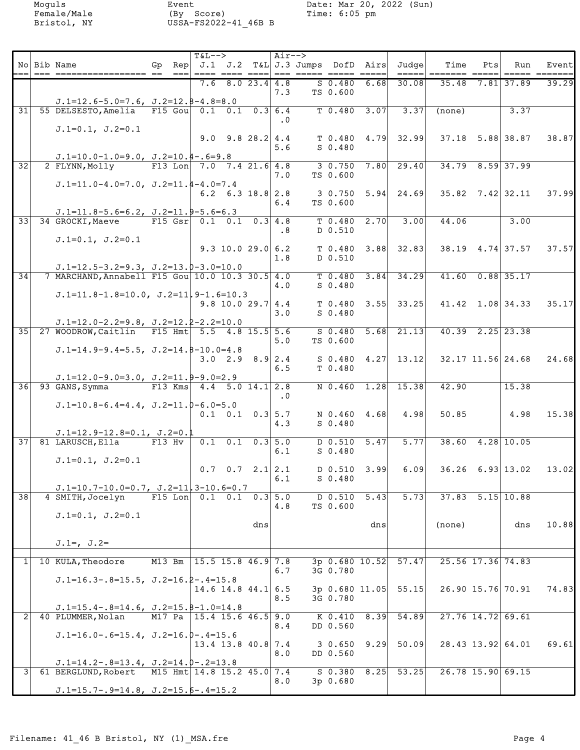Moguls
Female/Male
Bristol, NY

Event
(By Score)
USSA-FS2022-41_46B B

Date: Mar 20, 2022 (Sun)
Time: 6:05 pm

| No | Bib | Name | Gp | Rep | J.1 | J.2 | T&L | J.3 | Jumps | DofD | Airs | Judge | Time | Pts | Run | Event |
|---|---|---|---|---|---|---|---|---|---|---|---|---|---|---|---|---|
| | | | | | 7.6 | 8.0 | 23.4 | 4.8 / 7.3 | S / TS | 0.480 / 0.600 | 6.68 | 30.08 | 35.48 | 7.81 | 37.89 | 39.29 |
| | | J.1=12.6-5.0=7.6, J.2=12.8-4.8=8.0 | | | | | | | | | | | | | | |
| 31 | 55 | DELSESTO,Amelia | F15 | Gou | 0.1 | 0.1 | 0.3 | 6.4 / .0 | T | 0.480 | 3.07 | 3.37 | (none) | | 3.37 | |
| | | J.1=0.1, J.2=0.1 | | | 9.0 | 9.8 | 28.2 | 4.4 / 5.6 | T / S | 0.480 / 0.480 | 4.79 | 32.99 | 37.18 | 5.88 | 38.87 | 38.87 |
| | | J.1=10.0-1.0=9.0, J.2=10.4-.6=9.8 | | | | | | | | | | | | | | |
| 32 | 2 | FLYNN,Molly | F13 | Lon | 7.0 | 7.4 | 21.6 | 4.8 / 7.0 | 3 / TS | 0.750 / 0.600 | 7.80 | 29.40 | 34.79 | 8.59 | 37.99 | |
| | | J.1=11.0-4.0=7.0, J.2=11.4-4.0=7.4 | | | 6.2 | 6.3 | 18.8 | 2.8 / 6.4 | 3 / TS | 0.750 / 0.600 | 5.94 | 24.69 | 35.82 | 7.42 | 32.11 | 37.99 |
| | | J.1=11.8-5.6=6.2, J.2=11.9-5.6=6.3 | | | | | | | | | | | | | | |
| 33 | 34 | GROCKI,Maeve | F15 | Gsr | 0.1 | 0.1 | 0.3 | 4.8 / .8 | T / D | 0.480 / 0.510 | 2.70 | 3.00 | 44.06 | | 3.00 | |
| | | J.1=0.1, J.2=0.1 | | | 9.3 | 10.0 | 29.0 | 6.2 / 1.8 | T / D | 0.480 / 0.510 | 3.88 | 32.83 | 38.19 | 4.74 | 37.57 | 37.57 |
| | | J.1=12.5-3.2=9.3, J.2=13.0-3.0=10.0 | | | | | | | | | | | | | | |
| 34 | 7 | MARCHAND,Annabell | F15 | Gou | 10.0 | 10.3 | 30.5 | 4.0 / 4.0 | T / S | 0.480 / 0.480 | 3.84 | 34.29 | 41.60 | 0.88 | 35.17 | |
| | | J.1=11.8-1.8=10.0, J.2=11.9-1.6=10.3 | | | 9.8 | 10.0 | 29.7 | 4.4 / 3.0 | T / S | 0.480 / 0.480 | 3.55 | 33.25 | 41.42 | 1.08 | 34.33 | 35.17 |
| | | J.1=12.0-2.2=9.8, J.2=12.2-2.2=10.0 | | | | | | | | | | | | | | |
| 35 | 27 | WOODROW,Caitlin | F15 | Hmt | 5.5 | 4.8 | 15.5 | 5.6 / 5.0 | S / TS | 0.480 / 0.600 | 5.68 | 21.13 | 40.39 | 2.25 | 23.38 | |
| | | J.1=14.9-9.4=5.5, J.2=14.8-10.0=4.8 | | | 3.0 | 2.9 | 8.9 | 2.4 / 6.5 | S / T | 0.480 / 0.480 | 4.27 | 13.12 | 32.17 | 11.56 | 24.68 | 24.68 |
| | | J.1=12.0-9.0=3.0, J.2=11.9-9.0=2.9 | | | | | | | | | | | | | | |
| 36 | 93 | GANS,Symma | F13 | Kms | 4.4 | 5.0 | 14.1 | 2.8 / .0 | N | 0.460 | 1.28 | 15.38 | 42.90 | | 15.38 | |
| | | J.1=10.8-6.4=4.4, J.2=11.0-6.0=5.0 | | | 0.1 | 0.1 | 0.3 | 5.7 / 4.3 | N / S | 0.460 / 0.480 | 4.68 | 4.98 | 50.85 | | 4.98 | 15.38 |
| | | J.1=12.9-12.8=0.1, J.2=0.1 | | | | | | | | | | | | | | |
| 37 | 81 | LARUSCH,Ella | F13 | Hv | 0.1 | 0.1 | 0.3 | 5.0 / 6.1 | D / S | 0.510 / 0.480 | 5.47 | 5.77 | 38.60 | 4.28 | 10.05 | |
| | | J.1=0.1, J.2=0.1 | | | 0.7 | 0.7 | 2.1 | 2.1 / 6.1 | D / S | 0.510 / 0.480 | 3.99 | 6.09 | 36.26 | 6.93 | 13.02 | 13.02 |
| | | J.1=10.7-10.0=0.7, J.2=11.3-10.6=0.7 | | | | | | | | | | | | | | |
| 38 | 4 | SMITH,Jocelyn | F15 | Lon | 0.1 | 0.1 | 0.3 | 5.0 / 4.8 | D / TS | 0.510 / 0.600 | 5.43 | 5.73 | 37.83 | 5.15 | 10.88 | |
| | | J.1=0.1, J.2=0.1 | | | | | dns | | | | dns | | (none) | | dns | 10.88 |
| | | J.1=, J.2= | | | | | | | | | | | | | | |
| 1 | 10 | KULA,Theodore | M13 | Bm | 15.5 | 15.8 | 46.9 | 7.8 / 6.7 | 3p / 3G | 0.680 / 0.780 | 10.52 | 57.47 | 25.56 | 17.36 | 74.83 | |
| | | J.1=16.3-.8=15.5, J.2=16.2-.4=15.8 | | | 14.6 | 14.8 | 44.1 | 6.5 / 8.5 | 3p / 3G | 0.680 / 0.780 | 11.05 | 55.15 | 26.90 | 15.76 | 70.91 | 74.83 |
| | | J.1=15.4-.8=14.6, J.2=15.8-1.0=14.8 | | | | | | | | | | | | | | |
| 2 | 40 | PLUMMER,Nolan | M17 | Pa | 15.4 | 15.6 | 46.5 | 9.0 / 8.4 | K / DD | 0.410 / 0.560 | 8.39 | 54.89 | 27.76 | 14.72 | 69.61 | |
| | | J.1=16.0-.6=15.4, J.2=16.0-.4=15.6 | | | 13.4 | 13.8 | 40.8 | 7.4 / 8.0 | 3 / DD | 0.650 / 0.560 | 9.29 | 50.09 | 28.43 | 13.92 | 64.01 | 69.61 |
| | | J.1=14.2-.8=13.4, J.2=14.0-.2=13.8 | | | | | | | | | | | | | | |
| 3 | 61 | BERGLUND,Robert | M15 | Hmt | 14.8 | 15.2 | 45.0 | 7.4 / 8.0 | S / 3p | 0.380 / 0.680 | 8.25 | 53.25 | 26.78 | 15.90 | 69.15 | |
| | | J.1=15.7-.9=14.8, J.2=15.6-.4=15.2 | | | | | | | | | | | | | | |

Filename: 41_46 B Bristol, NY (1)_MSA.fre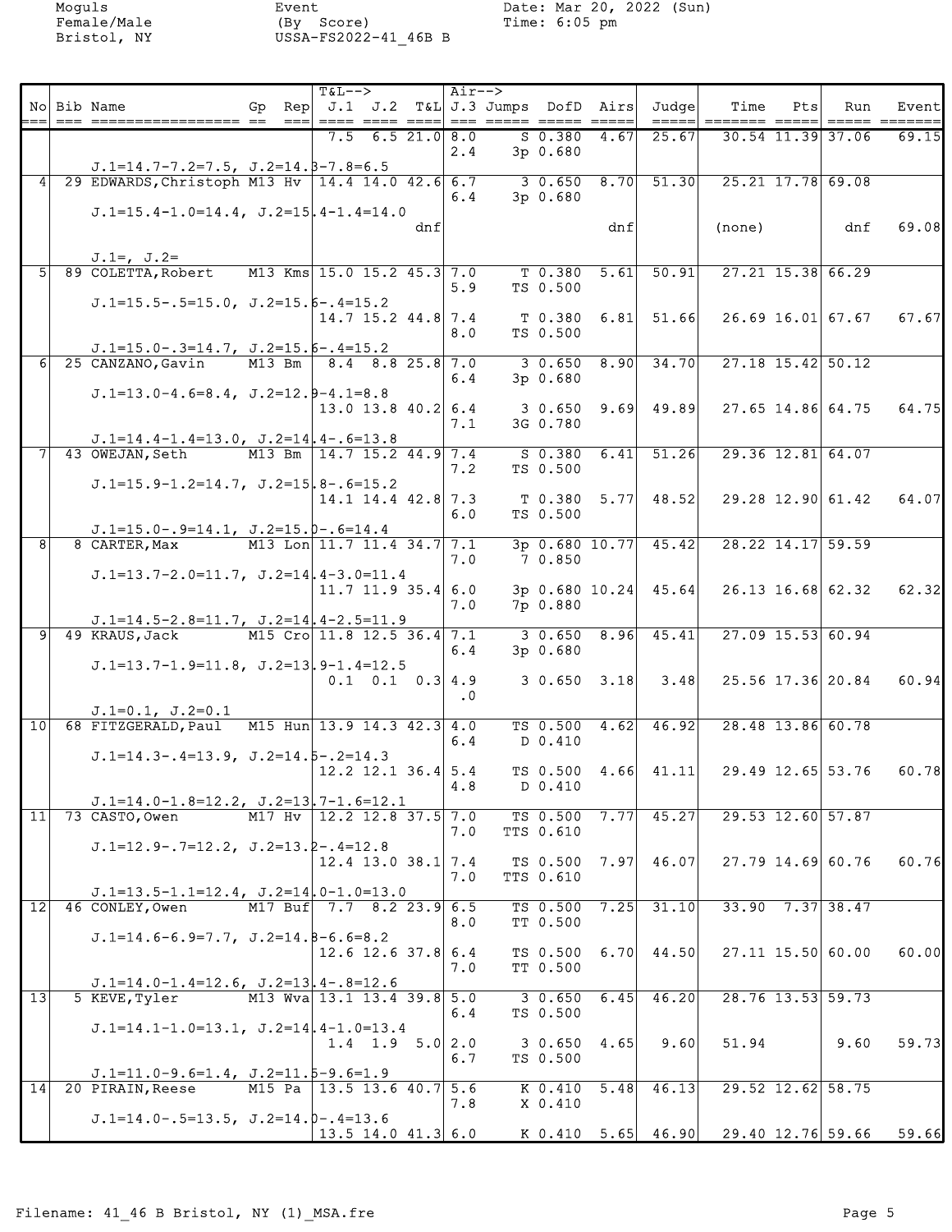Moguls
Female/Male
Bristol, NY

Event
(By Score)
USSA-FS2022-41_46B B

Date: Mar 20, 2022 (Sun)
Time: 6:05 pm

| No | Bib | Name | Gp | Rep | J.1 | J.2 | T&L | J.3 | Jumps | DofD | Airs | Judge | Time | Pts | Run | Event |
|---|---|---|---|---|---|---|---|---|---|---|---|---|---|---|---|---|
| | | | | | 7.5 | 6.5 | 21.0 | 8.0 | S | 0.380 | 4.67 | 25.67 | 30.54 | 11.39 | 37.06 | 69.15 |
| | | | | | | | | 2.4 | 3p | 0.680 | | | | | | |
| | | J.1=14.7-7.2=7.5, J.2=14.3-7.8=6.5 | | | | | | | | | | | | | | |
| 4 | 29 | EDWARDS,Christoph | M13 | Hv | 14.4 | 14.0 | 42.6 | 6.7 | 3 | 0.650 | 8.70 | 51.30 | 25.21 | 17.78 | 69.08 | |
| | | | | | | | | 6.4 | 3p | 0.680 | | | | | | |
| | | J.1=15.4-1.0=14.4, J.2=15.4-1.4=14.0 | | | | | | | | | | | | | | |
| | | | | | | | dnf | | | | dnf | | (none) | | dnf | 69.08 |
| | | J.1=, J.2= | | | | | | | | | | | | | | |
| 5 | 89 | COLETTA,Robert | M13 | Kms | 15.0 | 15.2 | 45.3 | 7.0 | T | 0.380 | 5.61 | 50.91 | 27.21 | 15.38 | 66.29 | |
| | | | | | | | | 5.9 | TS | 0.500 | | | | | | |
| | | J.1=15.5-.5=15.0, J.2=15.6-.4=15.2 | | | | | | | | | | | | | | |
| | | | | | 14.7 | 15.2 | 44.8 | 7.4 | T | 0.380 | 6.81 | 51.66 | 26.69 | 16.01 | 67.67 | 67.67 |
| | | | | | | | | 8.0 | TS | 0.500 | | | | | | |
| | | J.1=15.0-.3=14.7, J.2=15.6-.4=15.2 | | | | | | | | | | | | | | |
| 6 | 25 | CANZANO,Gavin | M13 | Bm | 8.4 | 8.8 | 25.8 | 7.0 | 3 | 0.650 | 8.90 | 34.70 | 27.18 | 15.42 | 50.12 | |
| | | | | | | | | 6.4 | 3p | 0.680 | | | | | | |
| | | J.1=13.0-4.6=8.4, J.2=12.9-4.1=8.8 | | | | | | | | | | | | | | |
| | | | | | 13.0 | 13.8 | 40.2 | 6.4 | 3 | 0.650 | 9.69 | 49.89 | 27.65 | 14.86 | 64.75 | 64.75 |
| | | | | | | | | 7.1 | 3G | 0.780 | | | | | | |
| | | J.1=14.4-1.4=13.0, J.2=14.4-.6=13.8 | | | | | | | | | | | | | | |
| 7 | 43 | OWEJAN,Seth | M13 | Bm | 14.7 | 15.2 | 44.9 | 7.4 | S | 0.380 | 6.41 | 51.26 | 29.36 | 12.81 | 64.07 | |
| | | | | | | | | 7.2 | TS | 0.500 | | | | | | |
| | | J.1=15.9-1.2=14.7, J.2=15.8-.6=15.2 | | | | | | | | | | | | | | |
| | | | | | 14.1 | 14.4 | 42.8 | 7.3 | T | 0.380 | 5.77 | 48.52 | 29.28 | 12.90 | 61.42 | 64.07 |
| | | | | | | | | 6.0 | TS | 0.500 | | | | | | |
| | | J.1=15.0-.9=14.1, J.2=15.0-.6=14.4 | | | | | | | | | | | | | | |
| 8 | 8 | CARTER,Max | M13 | Lon | 11.7 | 11.4 | 34.7 | 7.1 | 3p | 0.680 | 10.77 | 45.42 | 28.22 | 14.17 | 59.59 | |
| | | | | | | | | 7.0 | 7 | 0.850 | | | | | | |
| | | J.1=13.7-2.0=11.7, J.2=14.4-3.0=11.4 | | | | | | | | | | | | | | |
| | | | | | 11.7 | 11.9 | 35.4 | 6.0 | 3p | 0.680 | 10.24 | 45.64 | 26.13 | 16.68 | 62.32 | 62.32 |
| | | | | | | | | 7.0 | 7p | 0.880 | | | | | | |
| | | J.1=14.5-2.8=11.7, J.2=14.4-2.5=11.9 | | | | | | | | | | | | | | |
| 9 | 49 | KRAUS,Jack | M15 | Cro | 11.8 | 12.5 | 36.4 | 7.1 | 3 | 0.650 | 8.96 | 45.41 | 27.09 | 15.53 | 60.94 | |
| | | | | | | | | 6.4 | 3p | 0.680 | | | | | | |
| | | J.1=13.7-1.9=11.8, J.2=13.9-1.4=12.5 | | | | | | | | | | | | | | |
| | | | | | 0.1 | 0.1 | 0.3 | 4.9 | 3 | 0.650 | 3.18 | 3.48 | 25.56 | 17.36 | 20.84 | 60.94 |
| | | | | | | | | .0 | | | | | | | | |
| | | J.1=0.1, J.2=0.1 | | | | | | | | | | | | | | |
| 10 | 68 | FITZGERALD,Paul | M15 | Hun | 13.9 | 14.3 | 42.3 | 4.0 | TS | 0.500 | 4.62 | 46.92 | 28.48 | 13.86 | 60.78 | |
| | | | | | | | | 6.4 | D | 0.410 | | | | | | |
| | | J.1=14.3-.4=13.9, J.2=14.5-.2=14.3 | | | | | | | | | | | | | | |
| | | | | | 12.2 | 12.1 | 36.4 | 5.4 | TS | 0.500 | 4.66 | 41.11 | 29.49 | 12.65 | 53.76 | 60.78 |
| | | | | | | | | 4.8 | D | 0.410 | | | | | | |
| | | J.1=14.0-1.8=12.2, J.2=13.7-1.6=12.1 | | | | | | | | | | | | | | |
| 11 | 73 | CASTO,Owen | M17 | Hv | 12.2 | 12.8 | 37.5 | 7.0 | TS | 0.500 | 7.77 | 45.27 | 29.53 | 12.60 | 57.87 | |
| | | | | | | | | 7.0 | TTS | 0.610 | | | | | | |
| | | J.1=12.9-.7=12.2, J.2=13.2-.4=12.8 | | | | | | | | | | | | | | |
| | | | | | 12.4 | 13.0 | 38.1 | 7.4 | TS | 0.500 | 7.97 | 46.07 | 27.79 | 14.69 | 60.76 | 60.76 |
| | | | | | | | | 7.0 | TTS | 0.610 | | | | | | |
| | | J.1=13.5-1.1=12.4, J.2=14.0-1.0=13.0 | | | | | | | | | | | | | | |
| 12 | 46 | CONLEY,Owen | M17 | Buf | 7.7 | 8.2 | 23.9 | 6.5 | TS | 0.500 | 7.25 | 31.10 | 33.90 | 7.37 | 38.47 | |
| | | | | | | | | 8.0 | TT | 0.500 | | | | | | |
| | | J.1=14.6-6.9=7.7, J.2=14.8-6.6=8.2 | | | | | | | | | | | | | | |
| | | | | | 12.6 | 12.6 | 37.8 | 6.4 | TS | 0.500 | 6.70 | 44.50 | 27.11 | 15.50 | 60.00 | 60.00 |
| | | | | | | | | 7.0 | TT | 0.500 | | | | | | |
| | | J.1=14.0-1.4=12.6, J.2=13.4-.8=12.6 | | | | | | | | | | | | | | |
| 13 | 5 | KEVE,Tyler | M13 | Wva | 13.1 | 13.4 | 39.8 | 5.0 | 3 | 0.650 | 6.45 | 46.20 | 28.76 | 13.53 | 59.73 | |
| | | | | | | | | 6.4 | TS | 0.500 | | | | | | |
| | | J.1=14.1-1.0=13.1, J.2=14.4-1.0=13.4 | | | | | | | | | | | | | | |
| | | | | | 1.4 | 1.9 | 5.0 | 2.0 | 3 | 0.650 | 4.65 | 9.60 | 51.94 | | 9.60 | 59.73 |
| | | | | | | | | 6.7 | TS | 0.500 | | | | | | |
| | | J.1=11.0-9.6=1.4, J.2=11.5-9.6=1.9 | | | | | | | | | | | | | | |
| 14 | 20 | PIRAIN,Reese | M15 | Pa | 13.5 | 13.6 | 40.7 | 5.6 | K | 0.410 | 5.48 | 46.13 | 29.52 | 12.62 | 58.75 | |
| | | | | | | | | 7.8 | X | 0.410 | | | | | | |
| | | J.1=14.0-.5=13.5, J.2=14.0-.4=13.6 | | | | | | | | | | | | | | |
| | | | | | 13.5 | 14.0 | 41.3 | 6.0 | K | 0.410 | 5.65 | 46.90 | 29.40 | 12.76 | 59.66 | 59.66 |

Filename: 41_46 B Bristol, NY (1)_MSA.fre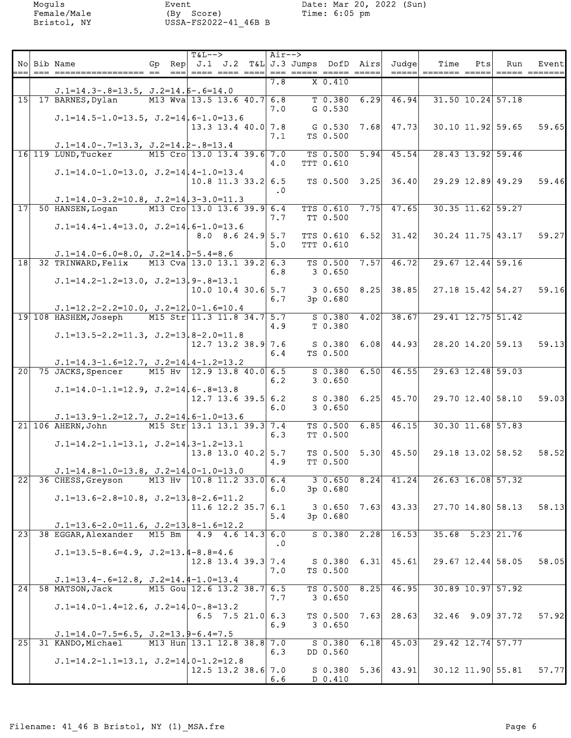Moguls
Female/Male
Bristol, NY

Event
(By Score)
USSA-FS2022-41_46B B

Date: Mar 20, 2022 (Sun)
Time: 6:05 pm

| No | Bib | Name | Gp | Rep | T&L--> J.1 | J.2 | T&L | Air--> J.3 | Jumps | DofD | Airs | Judge | Time | Pts | Run | Event |
|---|---|---|---|---|---|---|---|---|---|---|---|---|---|---|---|---|
| | | | | | | | | 7.8 | X | 0.410 | | | | | | |
| | | J.1=14.3-.8=13.5, J.2=14.6-.6=14.0 | | | | | | | | | | | | | | |
| 15 | 17 | BARNES,Dylan | M13 | Wva | 13.5 | 13.6 | 40.7 | 6.8 | T | 0.380 | 6.29 | 46.94 | 31.50 | 10.24 | 57.18 | |
| | | | | | | | | 7.0 | G | 0.530 | | | | | | |
| | | J.1=14.5-1.0=13.5, J.2=14.6-1.0=13.6 | | | 13.3 | 13.4 | 40.0 | 7.8 | G | 0.530 | 7.68 | 47.73 | 30.10 | 11.92 | 59.65 | 59.65 |
| | | | | | | | | 7.1 | TS | 0.500 | | | | | | |
| | | J.1=14.0-.7=13.3, J.2=14.2-.8=13.4 | | | | | | | | | | | | | | |
| 16 | 119 | LUND,Tucker | M15 | Cro | 13.0 | 13.4 | 39.6 | 7.0 | TS | 0.500 | 5.94 | 45.54 | 28.43 | 13.92 | 59.46 | |
| | | | | | | | | 4.0 | TTT | 0.610 | | | | | | |
| | | J.1=14.0-1.0=13.0, J.2=14.4-1.0=13.4 | | | 10.8 | 11.3 | 33.2 | 6.5 | TS | 0.500 | 3.25 | 36.40 | 29.29 | 12.89 | 49.29 | 59.46 |
| | | | | | | | | .0 | | | | | | | | |
| | | J.1=14.0-3.2=10.8, J.2=14.3-3.0=11.3 | | | | | | | | | | | | | | |
| 17 | 50 | HANSEN,Logan | M13 | Cro | 13.0 | 13.6 | 39.9 | 6.4 | TTS | 0.610 | 7.75 | 47.65 | 30.35 | 11.62 | 59.27 | |
| | | | | | | | | 7.7 | TT | 0.500 | | | | | | |
| | | J.1=14.4-1.4=13.0, J.2=14.6-1.0=13.6 | | | 8.0 | 8.6 | 24.9 | 5.7 | TTS | 0.610 | 6.52 | 31.42 | 30.24 | 11.75 | 43.17 | 59.27 |
| | | | | | | | | 5.0 | TTT | 0.610 | | | | | | |
| | | J.1=14.0-6.0=8.0, J.2=14.0-5.4=8.6 | | | | | | | | | | | | | | |
| 18 | 32 | TRINWARD,Felix | M13 | Cva | 13.0 | 13.1 | 39.2 | 6.3 | TS | 0.500 | 7.57 | 46.72 | 29.67 | 12.44 | 59.16 | |
| | | | | | | | | 6.8 | 3 | 0.650 | | | | | | |
| | | J.1=14.2-1.2=13.0, J.2=13.9-.8=13.1 | | | 10.0 | 10.4 | 30.6 | 5.7 | 3 | 0.650 | 8.25 | 38.85 | 27.18 | 15.42 | 54.27 | 59.16 |
| | | | | | | | | 6.7 | 3p | 0.680 | | | | | | |
| | | J.1=12.2-2.2=10.0, J.2=12.0-1.6=10.4 | | | | | | | | | | | | | | |
| 19 | 108 | HASHEM,Joseph | M15 | Str | 11.3 | 11.8 | 34.7 | 5.7 | S | 0.380 | 4.02 | 38.67 | 29.41 | 12.75 | 51.42 | |
| | | | | | | | | 4.9 | T | 0.380 | | | | | | |
| | | J.1=13.5-2.2=11.3, J.2=13.8-2.0=11.8 | | | 12.7 | 13.2 | 38.9 | 7.6 | S | 0.380 | 6.08 | 44.93 | 28.20 | 14.20 | 59.13 | 59.13 |
| | | | | | | | | 6.4 | TS | 0.500 | | | | | | |
| | | J.1=14.3-1.6=12.7, J.2=14.4-1.2=13.2 | | | | | | | | | | | | | | |
| 20 | 75 | JACKS,Spencer | M15 | Hv | 12.9 | 13.8 | 40.0 | 6.5 | S | 0.380 | 6.50 | 46.55 | 29.63 | 12.48 | 59.03 | |
| | | | | | | | | 6.2 | 3 | 0.650 | | | | | | |
| | | J.1=14.0-1.1=12.9, J.2=14.6-.8=13.8 | | | 12.7 | 13.6 | 39.5 | 6.2 | S | 0.380 | 6.25 | 45.70 | 29.70 | 12.40 | 58.10 | 59.03 |
| | | | | | | | | 6.0 | 3 | 0.650 | | | | | | |
| | | J.1=13.9-1.2=12.7, J.2=14.6-1.0=13.6 | | | | | | | | | | | | | | |
| 21 | 106 | AHERN,John | M15 | Str | 13.1 | 13.1 | 39.3 | 7.4 | TS | 0.500 | 6.85 | 46.15 | 30.30 | 11.68 | 57.83 | |
| | | | | | | | | 6.3 | TT | 0.500 | | | | | | |
| | | J.1=14.2-1.1=13.1, J.2=14.3-1.2=13.1 | | | 13.8 | 13.0 | 40.2 | 5.7 | TS | 0.500 | 5.30 | 45.50 | 29.18 | 13.02 | 58.52 | 58.52 |
| | | | | | | | | 4.9 | TT | 0.500 | | | | | | |
| | | J.1=14.8-1.0=13.8, J.2=14.0-1.0=13.0 | | | | | | | | | | | | | | |
| 22 | 36 | CHESS,Greyson | M13 | Hv | 10.8 | 11.2 | 33.0 | 6.4 | 3 | 0.650 | 8.24 | 41.24 | 26.63 | 16.08 | 57.32 | |
| | | | | | | | | 6.0 | 3p | 0.680 | | | | | | |
| | | J.1=13.6-2.8=10.8, J.2=13.8-2.6=11.2 | | | 11.6 | 12.2 | 35.7 | 6.1 | 3 | 0.650 | 7.63 | 43.33 | 27.70 | 14.80 | 58.13 | 58.13 |
| | | | | | | | | 5.4 | 3p | 0.680 | | | | | | |
| | | J.1=13.6-2.0=11.6, J.2=13.8-1.6=12.2 | | | | | | | | | | | | | | |
| 23 | 38 | EGGAR,Alexander | M15 | Bm | 4.9 | 4.6 | 14.3 | 6.0 | S | 0.380 | 2.28 | 16.53 | 35.68 | 5.23 | 21.76 | |
| | | | | | | | | .0 | | | | | | | | |
| | | J.1=13.5-8.6=4.9, J.2=13.4-8.8=4.6 | | | 12.8 | 13.4 | 39.3 | 7.4 | S | 0.380 | 6.31 | 45.61 | 29.67 | 12.44 | 58.05 | 58.05 |
| | | | | | | | | 7.0 | TS | 0.500 | | | | | | |
| | | J.1=13.4-.6=12.8, J.2=14.4-1.0=13.4 | | | | | | | | | | | | | | |
| 24 | 58 | MATSON,Jack | M15 | Gou | 12.6 | 13.2 | 38.7 | 6.5 | TS | 0.500 | 8.25 | 46.95 | 30.89 | 10.97 | 57.92 | |
| | | | | | | | | 7.7 | 3 | 0.650 | | | | | | |
| | | J.1=14.0-1.4=12.6, J.2=14.0-.8=13.2 | | | 6.5 | 7.5 | 21.0 | 6.3 | TS | 0.500 | 7.63 | 28.63 | 32.46 | 9.09 | 37.72 | 57.92 |
| | | | | | | | | 6.9 | 3 | 0.650 | | | | | | |
| | | J.1=14.0-7.5=6.5, J.2=13.9-6.4=7.5 | | | | | | | | | | | | | | |
| 25 | 31 | KANDO,Michael | M13 | Hun | 13.1 | 12.8 | 38.8 | 7.0 | S | 0.380 | 6.18 | 45.03 | 29.42 | 12.74 | 57.77 | |
| | | | | | | | | 6.3 | DD | 0.560 | | | | | | |
| | | J.1=14.2-1.1=13.1, J.2=14.0-1.2=12.8 | | | 12.5 | 13.2 | 38.6 | 7.0 | S | 0.380 | 5.36 | 43.91 | 30.12 | 11.90 | 55.81 | 57.77 |
| | | | | | | | | 6.6 | D | 0.410 | | | | | | |

Filename: 41_46 B Bristol, NY (1)_MSA.fre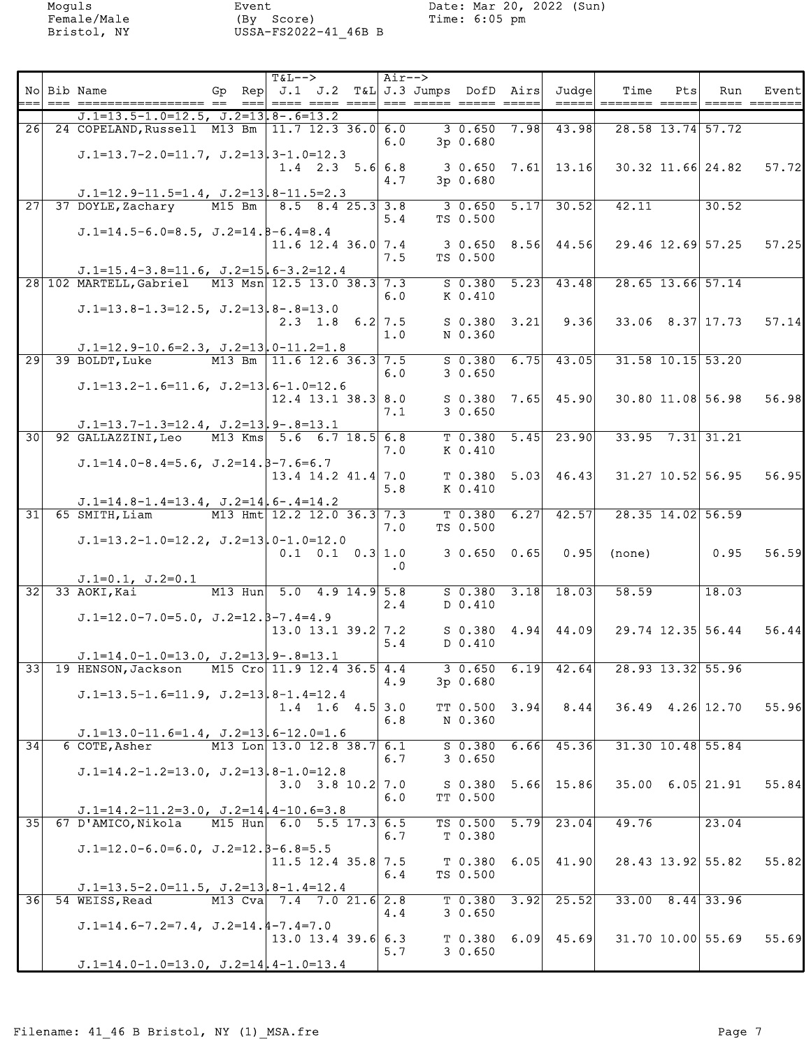Moguls
Female/Male
Bristol, NY

Event
(By Score)
USSA-FS2022-41_46B B

Date: Mar 20, 2022 (Sun)
Time: 6:05 pm

| No | Bib | Name | Gp | Rep | T&L--> J.1 | J.2 | T&L | Air--> J.3 | Jumps | DofD | Airs | Judge | Time | Pts | Run | Event |
|---|---|---|---|---|---|---|---|---|---|---|---|---|---|---|---|---|
| | | J.1=13.5-1.0=12.5, J.2=13.8-.6=13.2 | | | | | | | | | | | | | | |
| 26 | 24 | COPELAND,Russell | M13 | Bm | 11.7 | 12.3 | 36.0 | 6.0 / 6.0 | 3 / 3p | 0.650 / 0.680 | 7.98 | 43.98 | 28.58 | 13.74 | 57.72 | |
| | | J.1=13.7-2.0=11.7, J.2=13.3-1.0=12.3 | | | 1.4 | 2.3 | 5.6 | 6.8 / 4.7 | 3 / 3p | 0.650 / 0.680 | 7.61 | 13.16 | 30.32 | 11.66 | 24.82 | 57.72 |
| | | J.1=12.9-11.5=1.4, J.2=13.8-11.5=2.3 | | | | | | | | | | | | | | |
| 27 | 37 | DOYLE,Zachary | M15 | Bm | 8.5 | 8.4 | 25.3 | 3.8 / 5.4 | 3 / TS | 0.650 / 0.500 | 5.17 | 30.52 | 42.11 | | 30.52 | |
| | | J.1=14.5-6.0=8.5, J.2=14.8-6.4=8.4 | | | 11.6 | 12.4 | 36.0 | 7.4 / 7.5 | 3 / TS | 0.650 / 0.500 | 8.56 | 44.56 | 29.46 | 12.69 | 57.25 | 57.25 |
| | | J.1=15.4-3.8=11.6, J.2=15.6-3.2=12.4 | | | | | | | | | | | | | | |
| 28 | 102 | MARTELL,Gabriel | M13 | Msn | 12.5 | 13.0 | 38.3 | 7.3 / 6.0 | S / K | 0.380 / 0.410 | 5.23 | 43.48 | 28.65 | 13.66 | 57.14 | |
| | | J.1=13.8-1.3=12.5, J.2=13.8-.8=13.0 | | | 2.3 | 1.8 | 6.2 | 7.5 / 1.0 | S / N | 0.380 / 0.360 | 3.21 | 9.36 | 33.06 | 8.37 | 17.73 | 57.14 |
| | | J.1=12.9-10.6=2.3, J.2=13.0-11.2=1.8 | | | | | | | | | | | | | | |
| 29 | 39 | BOLDT,Luke | M13 | Bm | 11.6 | 12.6 | 36.3 | 7.5 / 6.0 | S / 3 | 0.380 / 0.650 | 6.75 | 43.05 | 31.58 | 10.15 | 53.20 | |
| | | J.1=13.2-1.6=11.6, J.2=13.6-1.0=12.6 | | | 12.4 | 13.1 | 38.3 | 8.0 / 7.1 | S / 3 | 0.380 / 0.650 | 7.65 | 45.90 | 30.80 | 11.08 | 56.98 | 56.98 |
| | | J.1=13.7-1.3=12.4, J.2=13.9-.8=13.1 | | | | | | | | | | | | | | |
| 30 | 92 | GALLAZZINI,Leo | M13 | Kms | 5.6 | 6.7 | 18.5 | 6.8 / 7.0 | T / K | 0.380 / 0.410 | 5.45 | 23.90 | 33.95 | 7.31 | 31.21 | |
| | | J.1=14.0-8.4=5.6, J.2=14.3-7.6=6.7 | | | 13.4 | 14.2 | 41.4 | 7.0 / 5.8 | T / K | 0.380 / 0.410 | 5.03 | 46.43 | 31.27 | 10.52 | 56.95 | 56.95 |
| | | J.1=14.8-1.4=13.4, J.2=14.6-.4=14.2 | | | | | | | | | | | | | | |
| 31 | 65 | SMITH,Liam | M13 | Hmt | 12.2 | 12.0 | 36.3 | 7.3 / 7.0 | T / TS | 0.380 / 0.500 | 6.27 | 42.57 | 28.35 | 14.02 | 56.59 | |
| | | J.1=13.2-1.0=12.2, J.2=13.0-1.0=12.0 | | | 0.1 | 0.1 | 0.3 | 1.0 / .0 | 3 | 0.650 | 0.65 | 0.95 | (none) | | 0.95 | 56.59 |
| | | J.1=0.1, J.2=0.1 | | | | | | | | | | | | | | |
| 32 | 33 | AOKI,Kai | M13 | Hun | 5.0 | 4.9 | 14.9 | 5.8 / 2.4 | S / D | 0.380 / 0.410 | 3.18 | 18.03 | 58.59 | | 18.03 | |
| | | J.1=12.0-7.0=5.0, J.2=12.3-7.4=4.9 | | | 13.0 | 13.1 | 39.2 | 7.2 / 5.4 | S / D | 0.380 / 0.410 | 4.94 | 44.09 | 29.74 | 12.35 | 56.44 | 56.44 |
| | | J.1=14.0-1.0=13.0, J.2=13.9-.8=13.1 | | | | | | | | | | | | | | |
| 33 | 19 | HENSON,Jackson | M15 | Cro | 11.9 | 12.4 | 36.5 | 4.4 / 4.9 | 3 / 3p | 0.650 / 0.680 | 6.19 | 42.64 | 28.93 | 13.32 | 55.96 | |
| | | J.1=13.5-1.6=11.9, J.2=13.8-1.4=12.4 | | | 1.4 | 1.6 | 4.5 | 3.0 / 6.8 | TT / N | 0.500 / 0.360 | 3.94 | 8.44 | 36.49 | 4.26 | 12.70 | 55.96 |
| | | J.1=13.0-11.6=1.4, J.2=13.6-12.0=1.6 | | | | | | | | | | | | | | |
| 34 | 6 | COTE,Asher | M13 | Lon | 13.0 | 12.8 | 38.7 | 6.1 / 6.7 | S / 3 | 0.380 / 0.650 | 6.66 | 45.36 | 31.30 | 10.48 | 55.84 | |
| | | J.1=14.2-1.2=13.0, J.2=13.8-1.0=12.8 | | | 3.0 | 3.8 | 10.2 | 7.0 / 6.0 | S / TT | 0.380 / 0.500 | 5.66 | 15.86 | 35.00 | 6.05 | 21.91 | 55.84 |
| | | J.1=14.2-11.2=3.0, J.2=14.4-10.6=3.8 | | | | | | | | | | | | | | |
| 35 | 67 | D'AMICO,Nikola | M15 | Hun | 6.0 | 5.5 | 17.3 | 6.5 / 6.7 | TS / T | 0.500 / 0.380 | 5.79 | 23.04 | 49.76 | | 23.04 | |
| | | J.1=12.0-6.0=6.0, J.2=12.3-6.8=5.5 | | | 11.5 | 12.4 | 35.8 | 7.5 / 6.4 | T / TS | 0.380 / 0.500 | 6.05 | 41.90 | 28.43 | 13.92 | 55.82 | 55.82 |
| | | J.1=13.5-2.0=11.5, J.2=13.8-1.4=12.4 | | | | | | | | | | | | | | |
| 36 | 54 | WEISS,Read | M13 | Cva | 7.4 | 7.0 | 21.6 | 2.8 / 4.4 | T / 3 | 0.380 / 0.650 | 3.92 | 25.52 | 33.00 | 8.44 | 33.96 | |
| | | J.1=14.6-7.2=7.4, J.2=14.4-7.4=7.0 | | | 13.0 | 13.4 | 39.6 | 6.3 / 5.7 | T / 3 | 0.380 / 0.650 | 6.09 | 45.69 | 31.70 | 10.00 | 55.69 | 55.69 |
| | | J.1=14.0-1.0=13.0, J.2=14.4-1.0=13.4 | | | | | | | | | | | | | | |

Filename: 41_46 B Bristol, NY (1)_MSA.fre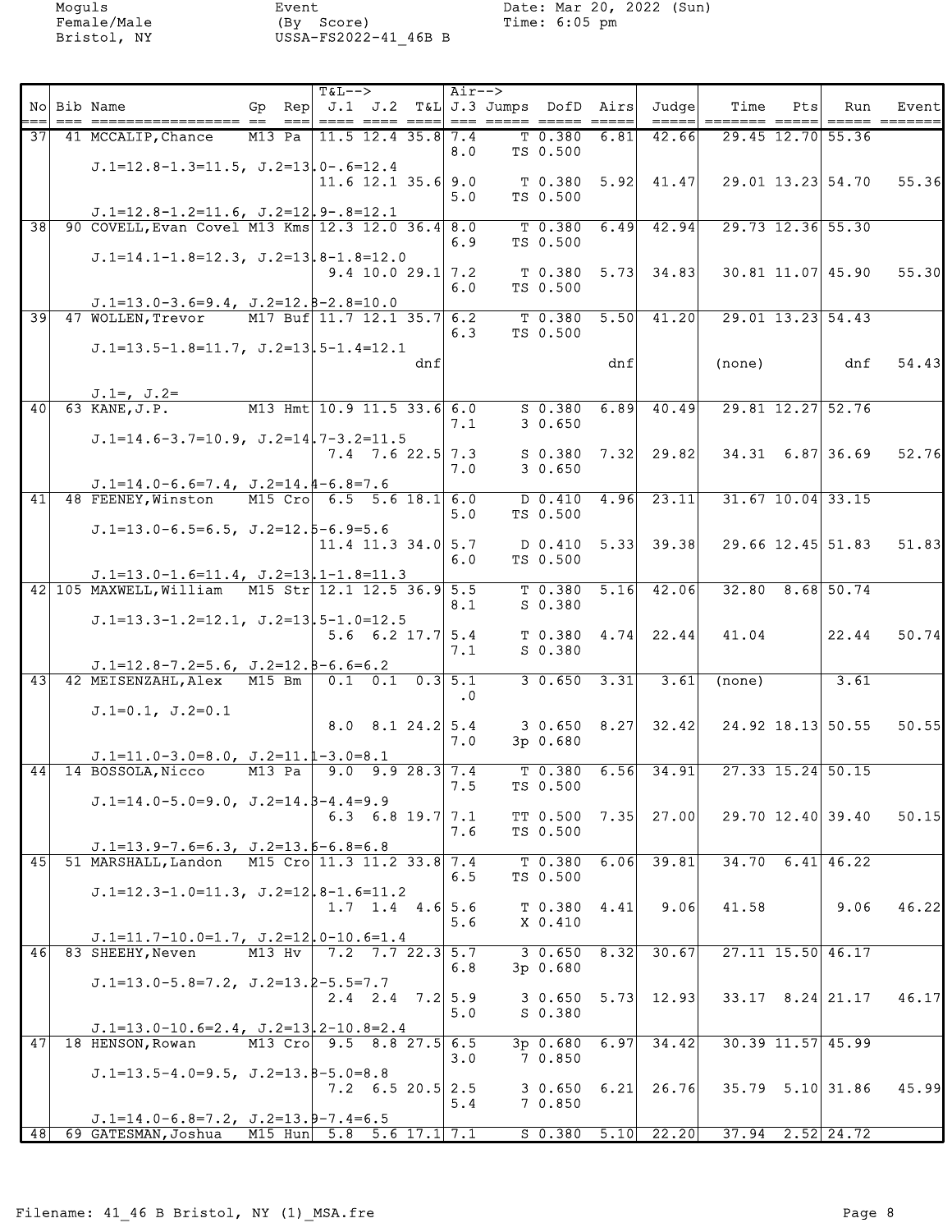Moguls
Female/Male
Bristol, NY

Event
(By Score)
USSA-FS2022-41_46B B

Date: Mar 20, 2022 (Sun)
Time: 6:05 pm

| No | Bib | Name | Gp | Rep | J.1 | J.2 | T&L | J.3 | Jumps | DofD | Airs | Judge | Time | Pts | Run | Event |
|---|---|---|---|---|---|---|---|---|---|---|---|---|---|---|---|---|
| 37 | 41 | MCCALIP,Chance | M13 | Pa | 11.5 | 12.4 | 35.8 | 7.4 | T | 0.380 | 6.81 | 42.66 | 29.45 | 12.70 | 55.36 | |
| | | | | | | | | 8.0 | TS | 0.500 | | | | | | |
| | | J.1=12.8-1.3=11.5, J.2=13.0-.6=12.4 | | | | | | | | | | | | | | |
| | | | | | 11.6 | 12.1 | 35.6 | 9.0 | T | 0.380 | 5.92 | 41.47 | 29.01 | 13.23 | 54.70 | 55.36 |
| | | | | | | | | 5.0 | TS | 0.500 | | | | | | |
| | | J.1=12.8-1.2=11.6, J.2=12.9-.8=12.1 | | | | | | | | | | | | | | |
| 38 | 90 | COVELL,Evan Covel | M13 | Kms | 12.3 | 12.0 | 36.4 | 8.0 | T | 0.380 | 6.49 | 42.94 | 29.73 | 12.36 | 55.30 | |
| | | | | | | | | 6.9 | TS | 0.500 | | | | | | |
| | | J.1=14.1-1.8=12.3, J.2=13.8-1.8=12.0 | | | | | | | | | | | | | | |
| | | | | | 9.4 | 10.0 | 29.1 | 7.2 | T | 0.380 | 5.73 | 34.83 | 30.81 | 11.07 | 45.90 | 55.30 |
| | | | | | | | | 6.0 | TS | 0.500 | | | | | | |
| | | J.1=13.0-3.6=9.4, J.2=12.8-2.8=10.0 | | | | | | | | | | | | | | |
| 39 | 47 | WOLLEN,Trevor | M17 | Buf | 11.7 | 12.1 | 35.7 | 6.2 | T | 0.380 | 5.50 | 41.20 | 29.01 | 13.23 | 54.43 | |
| | | | | | | | | 6.3 | TS | 0.500 | | | | | | |
| | | J.1=13.5-1.8=11.7, J.2=13.5-1.4=12.1 | | | | | | | | | | | | | | |
| | | | | | | | dnf | | | | dnf | | (none) | | dnf | 54.43 |
| | | J.1=, J.2= | | | | | | | | | | | | | | |
| 40 | 63 | KANE,J.P. | M13 | Hmt | 10.9 | 11.5 | 33.6 | 6.0 | S | 0.380 | 6.89 | 40.49 | 29.81 | 12.27 | 52.76 | |
| | | | | | | | | 7.1 | 3 | 0.650 | | | | | | |
| | | J.1=14.6-3.7=10.9, J.2=14.7-3.2=11.5 | | | | | | | | | | | | | | |
| | | | | | 7.4 | 7.6 | 22.5 | 7.3 | S | 0.380 | 7.32 | 29.82 | 34.31 | 6.87 | 36.69 | 52.76 |
| | | | | | | | | 7.0 | 3 | 0.650 | | | | | | |
| | | J.1=14.0-6.6=7.4, J.2=14.4-6.8=7.6 | | | | | | | | | | | | | | |
| 41 | 48 | FEENEY,Winston | M15 | Cro | 6.5 | 5.6 | 18.1 | 6.0 | D | 0.410 | 4.96 | 23.11 | 31.67 | 10.04 | 33.15 | |
| | | | | | | | | 5.0 | TS | 0.500 | | | | | | |
| | | J.1=13.0-6.5=6.5, J.2=12.5-6.9=5.6 | | | | | | | | | | | | | | |
| | | | | | 11.4 | 11.3 | 34.0 | 5.7 | D | 0.410 | 5.33 | 39.38 | 29.66 | 12.45 | 51.83 | 51.83 |
| | | | | | | | | 6.0 | TS | 0.500 | | | | | | |
| | | J.1=13.0-1.6=11.4, J.2=13.1-1.8=11.3 | | | | | | | | | | | | | | |
| 42 | 105 | MAXWELL,William | M15 | Str | 12.1 | 12.5 | 36.9 | 5.5 | T | 0.380 | 5.16 | 42.06 | 32.80 | 8.68 | 50.74 | |
| | | | | | | | | 8.1 | S | 0.380 | | | | | | |
| | | J.1=13.3-1.2=12.1, J.2=13.5-1.0=12.5 | | | | | | | | | | | | | | |
| | | | | | 5.6 | 6.2 | 17.7 | 5.4 | T | 0.380 | 4.74 | 22.44 | 41.04 | | 22.44 | 50.74 |
| | | | | | | | | 7.1 | S | 0.380 | | | | | | |
| | | J.1=12.8-7.2=5.6, J.2=12.8-6.6=6.2 | | | | | | | | | | | | | | |
| 43 | 42 | MEISENZAHL,Alex | M15 | Bm | 0.1 | 0.1 | 0.3 | 5.1 | 3 | 0.650 | 3.31 | 3.61 | (none) | | 3.61 | |
| | | | | | | | | .0 | | | | | | | | |
| | | J.1=0.1, J.2=0.1 | | | | | | | | | | | | | | |
| | | | | | 8.0 | 8.1 | 24.2 | 5.4 | 3 | 0.650 | 8.27 | 32.42 | 24.92 | 18.13 | 50.55 | 50.55 |
| | | | | | | | | 7.0 | 3p | 0.680 | | | | | | |
| | | J.1=11.0-3.0=8.0, J.2=11.1-3.0=8.1 | | | | | | | | | | | | | | |
| 44 | 14 | BOSSOLA,Nicco | M13 | Pa | 9.0 | 9.9 | 28.3 | 7.4 | T | 0.380 | 6.56 | 34.91 | 27.33 | 15.24 | 50.15 | |
| | | | | | | | | 7.5 | TS | 0.500 | | | | | | |
| | | J.1=14.0-5.0=9.0, J.2=14.3-4.4=9.9 | | | | | | | | | | | | | | |
| | | | | | 6.3 | 6.8 | 19.7 | 7.1 | TT | 0.500 | 7.35 | 27.00 | 29.70 | 12.40 | 39.40 | 50.15 |
| | | | | | | | | 7.6 | TS | 0.500 | | | | | | |
| | | J.1=13.9-7.6=6.3, J.2=13.6-6.8=6.8 | | | | | | | | | | | | | | |
| 45 | 51 | MARSHALL,Landon | M15 | Cro | 11.3 | 11.2 | 33.8 | 7.4 | T | 0.380 | 6.06 | 39.81 | 34.70 | 6.41 | 46.22 | |
| | | | | | | | | 6.5 | TS | 0.500 | | | | | | |
| | | J.1=12.3-1.0=11.3, J.2=12.8-1.6=11.2 | | | | | | | | | | | | | | |
| | | | | | 1.7 | 1.4 | 4.6 | 5.6 | T | 0.380 | 4.41 | 9.06 | 41.58 | | 9.06 | 46.22 |
| | | | | | | | | 5.6 | X | 0.410 | | | | | | |
| | | J.1=11.7-10.0=1.7, J.2=12.0-10.6=1.4 | | | | | | | | | | | | | | |
| 46 | 83 | SHEEHY,Neven | M13 | Hv | 7.2 | 7.7 | 22.3 | 5.7 | 3 | 0.650 | 8.32 | 30.67 | 27.11 | 15.50 | 46.17 | |
| | | | | | | | | 6.8 | 3p | 0.680 | | | | | | |
| | | J.1=13.0-5.8=7.2, J.2=13.2-5.5=7.7 | | | | | | | | | | | | | | |
| | | | | | 2.4 | 2.4 | 7.2 | 5.9 | 3 | 0.650 | 5.73 | 12.93 | 33.17 | 8.24 | 21.17 | 46.17 |
| | | | | | | | | 5.0 | S | 0.380 | | | | | | |
| | | J.1=13.0-10.6=2.4, J.2=13.2-10.8=2.4 | | | | | | | | | | | | | | |
| 47 | 18 | HENSON,Rowan | M13 | Cro | 9.5 | 8.8 | 27.5 | 6.5 | 3p | 0.680 | 6.97 | 34.42 | 30.39 | 11.57 | 45.99 | |
| | | | | | | | | 3.0 | 7 | 0.850 | | | | | | |
| | | J.1=13.5-4.0=9.5, J.2=13.8-5.0=8.8 | | | | | | | | | | | | | | |
| | | | | | 7.2 | 6.5 | 20.5 | 2.5 | 3 | 0.650 | 6.21 | 26.76 | 35.79 | 5.10 | 31.86 | 45.99 |
| | | | | | | | | 5.4 | 7 | 0.850 | | | | | | |
| | | J.1=14.0-6.8=7.2, J.2=13.9-7.4=6.5 | | | | | | | | | | | | | | |
| 48 | 69 | GATESMAN,Joshua | M15 | Hun | 5.8 | 5.6 | 17.1 | 7.1 | S | 0.380 | 5.10 | 22.20 | 37.94 | 2.52 | 24.72 | |

Filename: 41_46 B Bristol, NY (1)_MSA.fre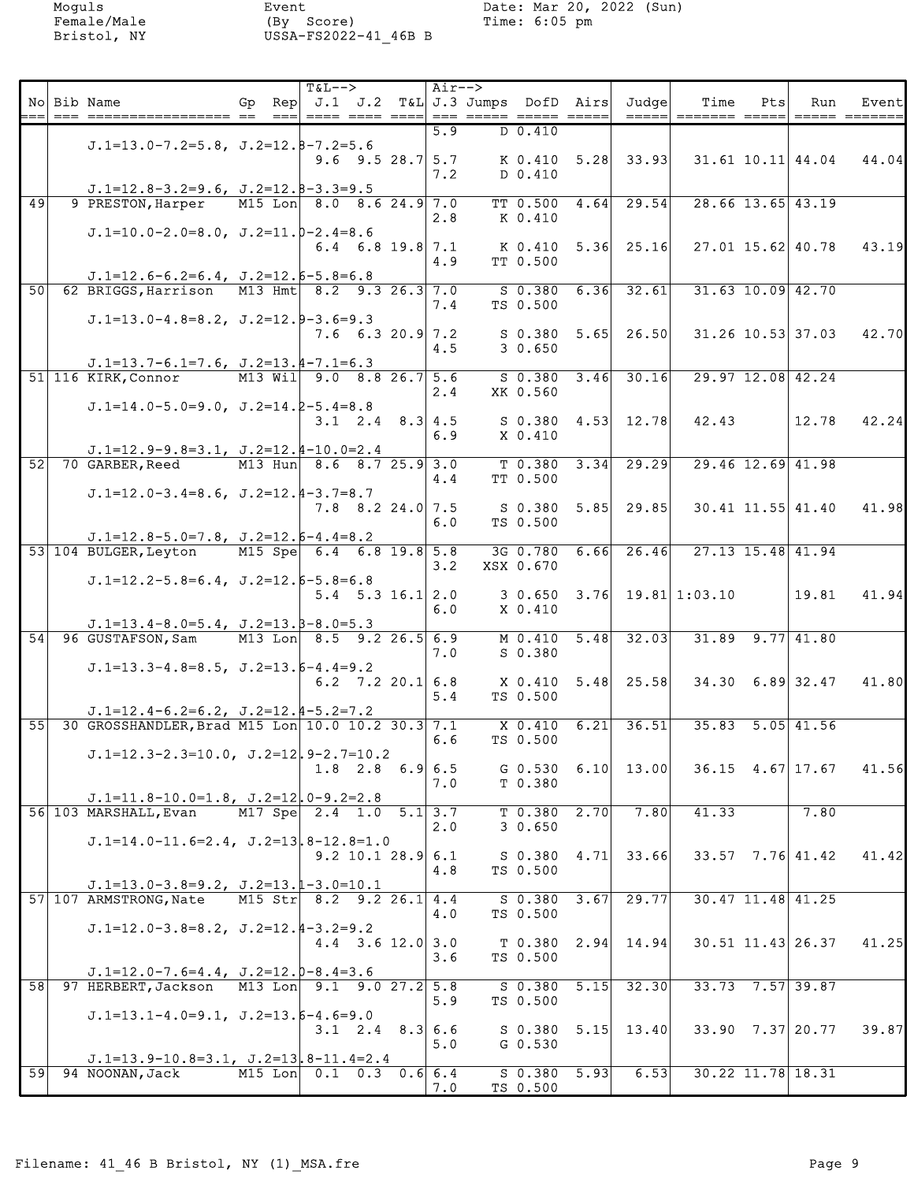Moguls
Female/Male
Bristol, NY

Event
(By Score)
USSA-FS2022-41_46B B

Date: Mar 20, 2022 (Sun)
Time: 6:05 pm

| No | Bib | Name | Gp | Rep | T&L--> J.1 | J.2 | T&L | Air--> J.3 | Jumps | DofD | Airs | Judge | Time | Pts | Run | Event |
|---|---|---|---|---|---|---|---|---|---|---|---|---|---|---|---|---|
| | | | | | | | | 5.9 | D | 0.410 | | | | | | |
| | | J.1=13.0-7.2=5.8, J.2=12.8-7.2=5.6 | | | | | | | | | | | | | | |
| | | | | | 9.6 | 9.5 | 28.7 | 5.7 | K | 0.410 | 5.28 | 33.93 | 31.61 | 10.11 | 44.04 | 44.04 |
| | | | | | | | | 7.2 | D | 0.410 | | | | | | |
| | | J.1=12.8-3.2=9.6, J.2=12.8-3.3=9.5 | | | | | | | | | | | | | | |
| 49 | 9 | PRESTON, Harper | M15 | Lon | 8.0 | 8.6 | 24.9 | 7.0 | TT | 0.500 | 4.64 | 29.54 | 28.66 | 13.65 | 43.19 | |
| | | | | | | | | 2.8 | K | 0.410 | | | | | | |
| | | J.1=10.0-2.0=8.0, J.2=11.0-2.4=8.6 | | | | | | | | | | | | | | |
| | | | | | 6.4 | 6.8 | 19.8 | 7.1 | K | 0.410 | 5.36 | 25.16 | 27.01 | 15.62 | 40.78 | 43.19 |
| | | | | | | | | 4.9 | TT | 0.500 | | | | | | |
| | | J.1=12.6-6.2=6.4, J.2=12.6-5.8=6.8 | | | | | | | | | | | | | | |
| 50 | 62 | BRIGGS, Harrison | M13 | Hmt | 8.2 | 9.3 | 26.3 | 7.0 | S | 0.380 | 6.36 | 32.61 | 31.63 | 10.09 | 42.70 | |
| | | | | | | | | 7.4 | TS | 0.500 | | | | | | |
| | | J.1=13.0-4.8=8.2, J.2=12.9-3.6=9.3 | | | | | | | | | | | | | | |
| | | | | | 7.6 | 6.3 | 20.9 | 7.2 | S | 0.380 | 5.65 | 26.50 | 31.26 | 10.53 | 37.03 | 42.70 |
| | | | | | | | | 4.5 | 3 | 0.650 | | | | | | |
| | | J.1=13.7-6.1=7.6, J.2=13.4-7.1=6.3 | | | | | | | | | | | | | | |
| 51 | 116 | KIRK, Connor | M13 | Wil | 9.0 | 8.8 | 26.7 | 5.6 | S | 0.380 | 3.46 | 30.16 | 29.97 | 12.08 | 42.24 | |
| | | | | | | | | 2.4 | XK | 0.560 | | | | | | |
| | | J.1=14.0-5.0=9.0, J.2=14.2-5.4=8.8 | | | | | | | | | | | | | | |
| | | | | | 3.1 | 2.4 | 8.3 | 4.5 | S | 0.380 | 4.53 | 12.78 | 42.43 | | 12.78 | 42.24 |
| | | | | | | | | 6.9 | X | 0.410 | | | | | | |
| | | J.1=12.9-9.8=3.1, J.2=12.4-10.0=2.4 | | | | | | | | | | | | | | |
| 52 | 70 | GARBER, Reed | M13 | Hun | 8.6 | 8.7 | 25.9 | 3.0 | T | 0.380 | 3.34 | 29.29 | 29.46 | 12.69 | 41.98 | |
| | | | | | | | | 4.4 | TT | 0.500 | | | | | | |
| | | J.1=12.0-3.4=8.6, J.2=12.4-3.7=8.7 | | | | | | | | | | | | | | |
| | | | | | 7.8 | 8.2 | 24.0 | 7.5 | S | 0.380 | 5.85 | 29.85 | 30.41 | 11.55 | 41.40 | 41.98 |
| | | | | | | | | 6.0 | TS | 0.500 | | | | | | |
| | | J.1=12.8-5.0=7.8, J.2=12.6-4.4=8.2 | | | | | | | | | | | | | | |
| 53 | 104 | BULGER, Leyton | M15 | Spe | 6.4 | 6.8 | 19.8 | 5.8 | 3G | 0.780 | 6.66 | 26.46 | 27.13 | 15.48 | 41.94 | |
| | | | | | | | | 3.2 | XSX | 0.670 | | | | | | |
| | | J.1=12.2-5.8=6.4, J.2=12.6-5.8=6.8 | | | | | | | | | | | | | | |
| | | | | | 5.4 | 5.3 | 16.1 | 2.0 | 3 | 0.650 | 3.76 | 19.81 | 1:03.10 | | 19.81 | 41.94 |
| | | | | | | | | 6.0 | X | 0.410 | | | | | | |
| | | J.1=13.4-8.0=5.4, J.2=13.3-8.0=5.3 | | | | | | | | | | | | | | |
| 54 | 96 | GUSTAFSON, Sam | M13 | Lon | 8.5 | 9.2 | 26.5 | 6.9 | M | 0.410 | 5.48 | 32.03 | 31.89 | 9.77 | 41.80 | |
| | | | | | | | | 7.0 | S | 0.380 | | | | | | |
| | | J.1=13.3-4.8=8.5, J.2=13.6-4.4=9.2 | | | | | | | | | | | | | | |
| | | | | | 6.2 | 7.2 | 20.1 | 6.8 | X | 0.410 | 5.48 | 25.58 | 34.30 | 6.89 | 32.47 | 41.80 |
| | | | | | | | | 5.4 | TS | 0.500 | | | | | | |
| | | J.1=12.4-6.2=6.2, J.2=12.4-5.2=7.2 | | | | | | | | | | | | | | |
| 55 | 30 | GROSSHANDLER, Brad | M15 | Lon | 10.0 | 10.2 | 30.3 | 7.1 | X | 0.410 | 6.21 | 36.51 | 35.83 | 5.05 | 41.56 | |
| | | | | | | | | 6.6 | TS | 0.500 | | | | | | |
| | | J.1=12.3-2.3=10.0, J.2=12.9-2.7=10.2 | | | | | | | | | | | | | | |
| | | | | | 1.8 | 2.8 | 6.9 | 6.5 | G | 0.530 | 6.10 | 13.00 | 36.15 | 4.67 | 17.67 | 41.56 |
| | | | | | | | | 7.0 | T | 0.380 | | | | | | |
| | | J.1=11.8-10.0=1.8, J.2=12.0-9.2=2.8 | | | | | | | | | | | | | | |
| 56 | 103 | MARSHALL, Evan | M17 | Spe | 2.4 | 1.0 | 5.1 | 3.7 | T | 0.380 | 2.70 | 7.80 | 41.33 | | 7.80 | |
| | | | | | | | | 2.0 | 3 | 0.650 | | | | | | |
| | | J.1=14.0-11.6=2.4, J.2=13.8-12.8=1.0 | | | | | | | | | | | | | | |
| | | | | | 9.2 | 10.1 | 28.9 | 6.1 | S | 0.380 | 4.71 | 33.66 | 33.57 | 7.76 | 41.42 | 41.42 |
| | | | | | | | | 4.8 | TS | 0.500 | | | | | | |
| | | J.1=13.0-3.8=9.2, J.2=13.1-3.0=10.1 | | | | | | | | | | | | | | |
| 57 | 107 | ARMSTRONG, Nate | M15 | Str | 8.2 | 9.2 | 26.1 | 4.4 | S | 0.380 | 3.67 | 29.77 | 30.47 | 11.48 | 41.25 | |
| | | | | | | | | 4.0 | TS | 0.500 | | | | | | |
| | | J.1=12.0-3.8=8.2, J.2=12.4-3.2=9.2 | | | | | | | | | | | | | | |
| | | | | | 4.4 | 3.6 | 12.0 | 3.0 | T | 0.380 | 2.94 | 14.94 | 30.51 | 11.43 | 26.37 | 41.25 |
| | | | | | | | | 3.6 | TS | 0.500 | | | | | | |
| | | J.1=12.0-7.6=4.4, J.2=12.0-8.4=3.6 | | | | | | | | | | | | | | |
| 58 | 97 | HERBERT, Jackson | M13 | Lon | 9.1 | 9.0 | 27.2 | 5.8 | S | 0.380 | 5.15 | 32.30 | 33.73 | 7.57 | 39.87 | |
| | | | | | | | | 5.9 | TS | 0.500 | | | | | | |
| | | J.1=13.1-4.0=9.1, J.2=13.6-4.6=9.0 | | | | | | | | | | | | | | |
| | | | | | 3.1 | 2.4 | 8.3 | 6.6 | S | 0.380 | 5.15 | 13.40 | 33.90 | 7.37 | 20.77 | 39.87 |
| | | | | | | | | 5.0 | G | 0.530 | | | | | | |
| | | J.1=13.9-10.8=3.1, J.2=13.8-11.4=2.4 | | | | | | | | | | | | | | |
| 59 | 94 | NOONAN, Jack | M15 | Lon | 0.1 | 0.3 | 0.6 | 6.4 | S | 0.380 | 5.93 | 6.53 | 30.22 | 11.78 | 18.31 | |
| | | | | | | | | 7.0 | TS | 0.500 | | | | | | |

Filename: 41_46 B Bristol, NY (1)_MSA.fre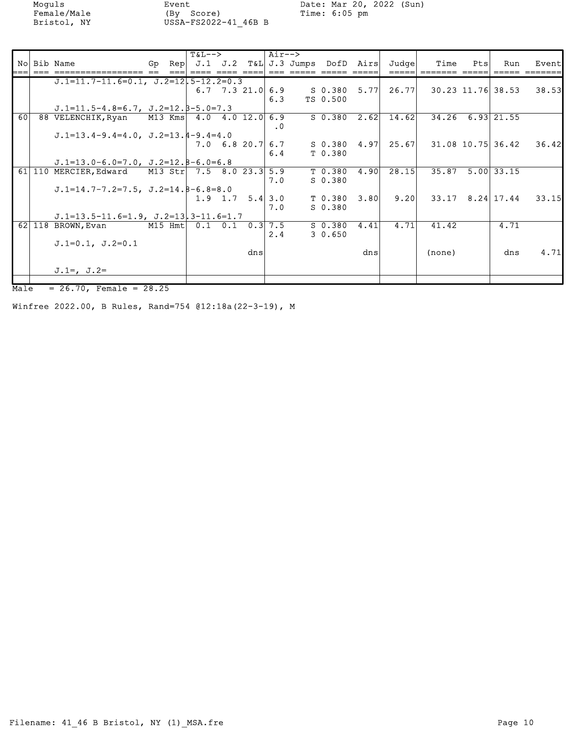Moguls
Female/Male
Bristol, NY

Event
(By Score)
USSA-FS2022-41_46B B

Date: Mar 20, 2022 (Sun)
Time: 6:05 pm

| No | Bib | Name | Gp | Rep | T&L--> J.1 | J.2 | T&L | Air--> J.3 | Jumps | DofD | Airs | Judge | Time | Pts | Run | Event |
|---|---|---|---|---|---|---|---|---|---|---|---|---|---|---|---|---|
| | | J.1=11.7-11.6=0.1, J.2=12.5-12.2=0.3 | | | | | | | | | | | | | | |
| | | | | | 6.7 | 7.3 | 21.0 | 6.9 6.3 | | S 0.380 TS 0.500 | 5.77 | 26.77 | 30.23 | 11.76 | 38.53 | 38.53 |
| | | J.1=11.5-4.8=6.7, J.2=12.3-5.0=7.3 | | | | | | | | | | | | | | |
| 60 | 88 | VELENCHIK,Ryan | M13 | Kms | 4.0 | 4.0 | 12.0 | 6.9 .0 | | S 0.380 | 2.62 | 14.62 | 34.26 | 6.93 | 21.55 | |
| | | J.1=13.4-9.4=4.0, J.2=13.4-9.4=4.0 | | | | | | | | | | | | | | |
| | | | | | 7.0 | 6.8 | 20.7 | 6.7 6.4 | | S 0.380 T 0.380 | 4.97 | 25.67 | 31.08 | 10.75 | 36.42 | 36.42 |
| | | J.1=13.0-6.0=7.0, J.2=12.8-6.0=6.8 | | | | | | | | | | | | | | |
| 61 | 110 | MERCIER,Edward | M13 | Str | 7.5 | 8.0 | 23.3 | 5.9 7.0 | | T 0.380 S 0.380 | 4.90 | 28.15 | 35.87 | 5.00 | 33.15 | |
| | | J.1=14.7-7.2=7.5, J.2=14.8-6.8=8.0 | | | | | | | | | | | | | | |
| | | | | | 1.9 | 1.7 | 5.4 | 3.0 7.0 | | T 0.380 S 0.380 | 3.80 | 9.20 | 33.17 | 8.24 | 17.44 | 33.15 |
| | | J.1=13.5-11.6=1.9, J.2=13.3-11.6=1.7 | | | | | | | | | | | | | | |
| 62 | 118 | BROWN,Evan | M15 | Hmt | 0.1 | 0.1 | 0.3 | 7.5 2.4 | | S 0.380 3 0.650 | 4.41 | 4.71 | 41.42 | | 4.71 | |
| | | J.1=0.1, J.2=0.1 | | | | | | | | | | | | | | |
| | | | | | | | dns | | | | dns | | (none) | | dns | 4.71 |
| | | J.1=, J.2= | | | | | | | | | | | | | | |

Male = 26.70, Female = 28.25

Winfree 2022.00, B Rules, Rand=754 @12:18a(22-3-19), M

Filename: 41_46 B Bristol, NY (1)_MSA.fre